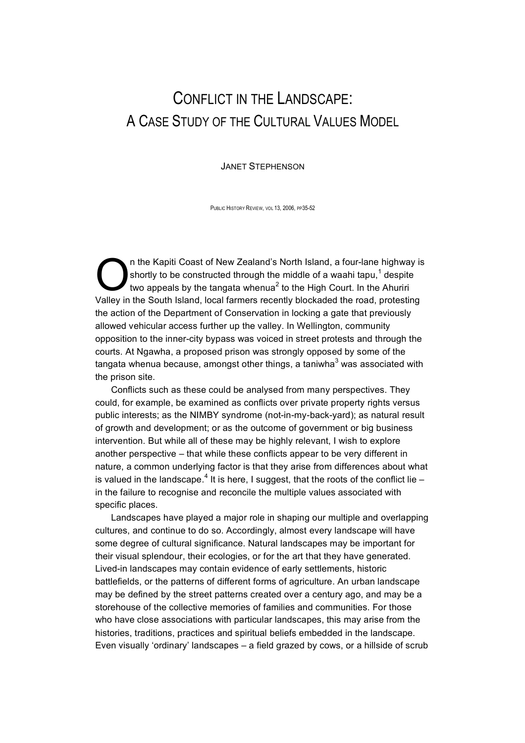# Conflict in the Landscape: A Case Study of the Cultural Values Model

JANET STEPHENSON

PUBLIC HISTORY REVIEW, VOL 13, 2006, PP35-52

On the Kapiti Coast of New Zealand's North Island, a four-lane highway is shortly to be constructed through the middle of a waahi tapu,[1] despite two appeals by the tangata whenua[2] to the High Court. In the Ahuriri Valley in the South Island, local farmers recently blockaded the road, protesting the action of the Department of Conservation in locking a gate that previously allowed vehicular access further up the valley. In Wellington, community opposition to the inner-city bypass was voiced in street protests and through the courts. At Ngawha, a proposed prison was strongly opposed by some of the tangata whenua because, amongst other things, a taniwha[3] was associated with the prison site.

Conflicts such as these could be analysed from many perspectives. They could, for example, be examined as conflicts over private property rights versus public interests; as the NIMBY syndrome (not-in-my-back-yard); as natural result of growth and development; or as the outcome of government or big business intervention. But while all of these may be highly relevant, I wish to explore another perspective – that while these conflicts appear to be very different in nature, a common underlying factor is that they arise from differences about what is valued in the landscape.[4] It is here, I suggest, that the roots of the conflict lie – in the failure to recognise and reconcile the multiple values associated with specific places.

Landscapes have played a major role in shaping our multiple and overlapping cultures, and continue to do so. Accordingly, almost every landscape will have some degree of cultural significance. Natural landscapes may be important for their visual splendour, their ecologies, or for the art that they have generated. Lived-in landscapes may contain evidence of early settlements, historic battlefields, or the patterns of different forms of agriculture. An urban landscape may be defined by the street patterns created over a century ago, and may be a storehouse of the collective memories of families and communities. For those who have close associations with particular landscapes, this may arise from the histories, traditions, practices and spiritual beliefs embedded in the landscape. Even visually 'ordinary' landscapes – a field grazed by cows, or a hillside of scrub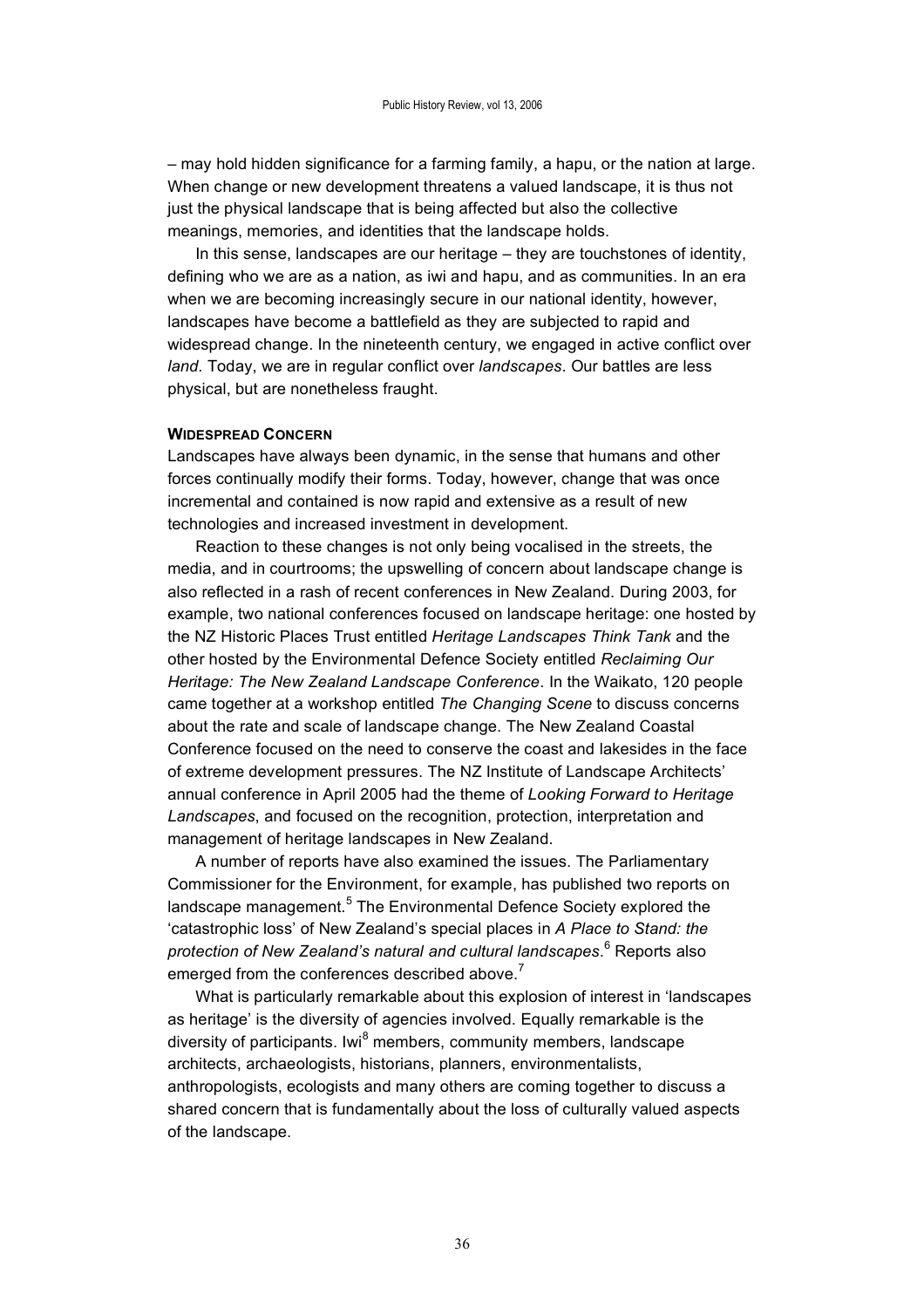– may hold hidden significance for a farming family, a hapu, or the nation at large. When change or new development threatens a valued landscape, it is thus not just the physical landscape that is being affected but also the collective meanings, memories, and identities that the landscape holds.

In this sense, landscapes are our heritage – they are touchstones of identity, defining who we are as a nation, as iwi and hapu, and as communities. In an era when we are becoming increasingly secure in our national identity, however, landscapes have become a battlefield as they are subjected to rapid and widespread change. In the nineteenth century, we engaged in active conflict over *land*. Today, we are in regular conflict over *landscapes*. Our battles are less physical, but are nonetheless fraught.

#### **WIDESPREAD CONCERN**

Landscapes have always been dynamic, in the sense that humans and other forces continually modify their forms. Today, however, change that was once incremental and contained is now rapid and extensive as a result of new technologies and increased investment in development.

Reaction to these changes is not only being vocalised in the streets, the media, and in courtrooms; the upswelling of concern about landscape change is also reflected in a rash of recent conferences in New Zealand. During 2003, for example, two national conferences focused on landscape heritage: one hosted by the NZ Historic Places Trust entitled *Heritage Landscapes Think Tank* and the other hosted by the Environmental Defence Society entitled *Reclaiming Our Heritage: The New Zealand Landscape Conference*. In the Waikato, 120 people came together at a workshop entitled *The Changing Scene* to discuss concerns about the rate and scale of landscape change. The New Zealand Coastal Conference focused on the need to conserve the coast and lakesides in the face of extreme development pressures. The NZ Institute of Landscape Architects' annual conference in April 2005 had the theme of *Looking Forward to Heritage Landscapes*, and focused on the recognition, protection, interpretation and management of heritage landscapes in New Zealand.

A number of reports have also examined the issues. The Parliamentary Commissioner for the Environment, for example, has published two reports on landscape management.[5] The Environmental Defence Society explored the 'catastrophic loss' of New Zealand's special places in *A Place to Stand: the protection of New Zealand's natural and cultural landscapes*.[6] Reports also emerged from the conferences described above.[7]

What is particularly remarkable about this explosion of interest in 'landscapes as heritage' is the diversity of agencies involved. Equally remarkable is the diversity of participants. Iwi[8] members, community members, landscape architects, archaeologists, historians, planners, environmentalists, anthropologists, ecologists and many others are coming together to discuss a shared concern that is fundamentally about the loss of culturally valued aspects of the landscape.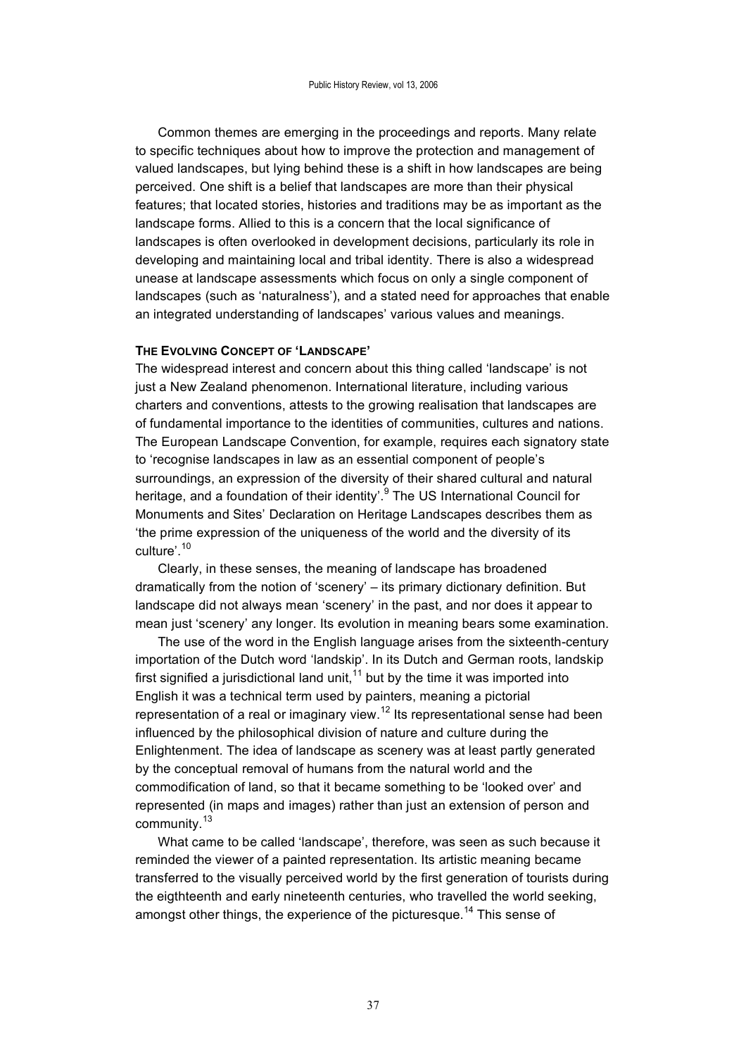Common themes are emerging in the proceedings and reports. Many relate to specific techniques about how to improve the protection and management of valued landscapes, but lying behind these is a shift in how landscapes are being perceived. One shift is a belief that landscapes are more than their physical features; that located stories, histories and traditions may be as important as the landscape forms. Allied to this is a concern that the local significance of landscapes is often overlooked in development decisions, particularly its role in developing and maintaining local and tribal identity. There is also a widespread unease at landscape assessments which focus on only a single component of landscapes (such as 'naturalness'), and a stated need for approaches that enable an integrated understanding of landscapes' various values and meanings.

## THE EVOLVING CONCEPT OF 'LANDSCAPE'

The widespread interest and concern about this thing called 'landscape' is not just a New Zealand phenomenon. International literature, including various charters and conventions, attests to the growing realisation that landscapes are of fundamental importance to the identities of communities, cultures and nations. The European Landscape Convention, for example, requires each signatory state to 'recognise landscapes in law as an essential component of people's surroundings, an expression of the diversity of their shared cultural and natural heritage, and a foundation of their identity'.[9] The US International Council for Monuments and Sites' Declaration on Heritage Landscapes describes them as 'the prime expression of the uniqueness of the world and the diversity of its culture'.[10]

Clearly, in these senses, the meaning of landscape has broadened dramatically from the notion of 'scenery' – its primary dictionary definition. But landscape did not always mean 'scenery' in the past, and nor does it appear to mean just 'scenery' any longer. Its evolution in meaning bears some examination.

The use of the word in the English language arises from the sixteenth-century importation of the Dutch word 'landskip'. In its Dutch and German roots, landskip first signified a jurisdictional land unit,[11] but by the time it was imported into English it was a technical term used by painters, meaning a pictorial representation of a real or imaginary view.[12] Its representational sense had been influenced by the philosophical division of nature and culture during the Enlightenment. The idea of landscape as scenery was at least partly generated by the conceptual removal of humans from the natural world and the commodification of land, so that it became something to be 'looked over' and represented (in maps and images) rather than just an extension of person and community.[13]

What came to be called 'landscape', therefore, was seen as such because it reminded the viewer of a painted representation. Its artistic meaning became transferred to the visually perceived world by the first generation of tourists during the eigthteenth and early nineteenth centuries, who travelled the world seeking, amongst other things, the experience of the picturesque.[14] This sense of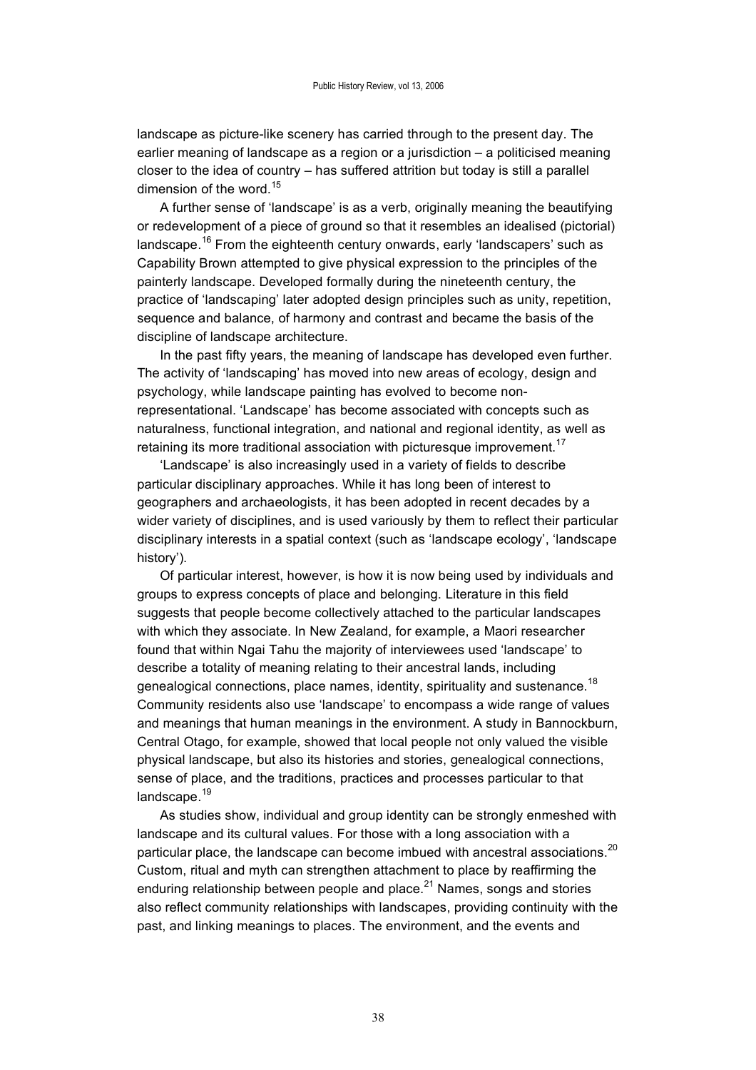landscape as picture-like scenery has carried through to the present day. The earlier meaning of landscape as a region or a jurisdiction – a politicised meaning closer to the idea of country – has suffered attrition but today is still a parallel dimension of the word.[15]

A further sense of 'landscape' is as a verb, originally meaning the beautifying or redevelopment of a piece of ground so that it resembles an idealised (pictorial) landscape.[16] From the eighteenth century onwards, early 'landscapers' such as Capability Brown attempted to give physical expression to the principles of the painterly landscape. Developed formally during the nineteenth century, the practice of 'landscaping' later adopted design principles such as unity, repetition, sequence and balance, of harmony and contrast and became the basis of the discipline of landscape architecture.

In the past fifty years, the meaning of landscape has developed even further. The activity of 'landscaping' has moved into new areas of ecology, design and psychology, while landscape painting has evolved to become non-representational. 'Landscape' has become associated with concepts such as naturalness, functional integration, and national and regional identity, as well as retaining its more traditional association with picturesque improvement.[17]

'Landscape' is also increasingly used in a variety of fields to describe particular disciplinary approaches. While it has long been of interest to geographers and archaeologists, it has been adopted in recent decades by a wider variety of disciplines, and is used variously by them to reflect their particular disciplinary interests in a spatial context (such as 'landscape ecology', 'landscape history').

Of particular interest, however, is how it is now being used by individuals and groups to express concepts of place and belonging. Literature in this field suggests that people become collectively attached to the particular landscapes with which they associate. In New Zealand, for example, a Maori researcher found that within Ngai Tahu the majority of interviewees used 'landscape' to describe a totality of meaning relating to their ancestral lands, including genealogical connections, place names, identity, spirituality and sustenance.[18] Community residents also use 'landscape' to encompass a wide range of values and meanings that human meanings in the environment. A study in Bannockburn, Central Otago, for example, showed that local people not only valued the visible physical landscape, but also its histories and stories, genealogical connections, sense of place, and the traditions, practices and processes particular to that landscape.[19]

As studies show, individual and group identity can be strongly enmeshed with landscape and its cultural values. For those with a long association with a particular place, the landscape can become imbued with ancestral associations.[20] Custom, ritual and myth can strengthen attachment to place by reaffirming the enduring relationship between people and place.[21] Names, songs and stories also reflect community relationships with landscapes, providing continuity with the past, and linking meanings to places. The environment, and the events and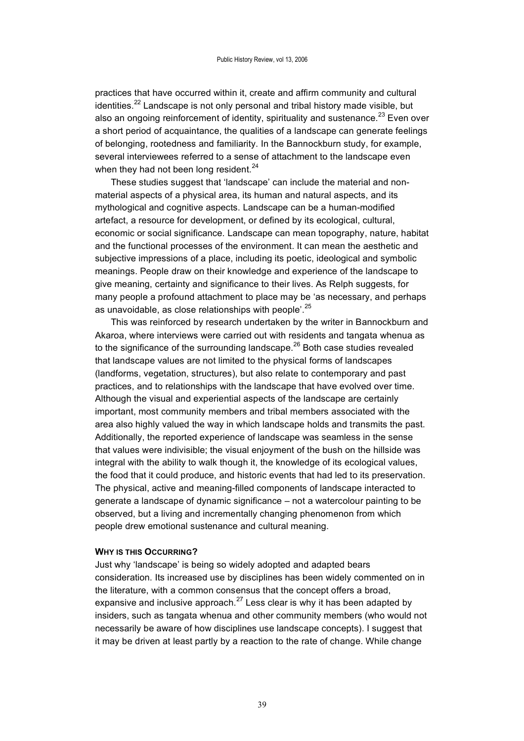practices that have occurred within it, create and affirm community and cultural identities.[22] Landscape is not only personal and tribal history made visible, but also an ongoing reinforcement of identity, spirituality and sustenance.[23] Even over a short period of acquaintance, the qualities of a landscape can generate feelings of belonging, rootedness and familiarity. In the Bannockburn study, for example, several interviewees referred to a sense of attachment to the landscape even when they had not been long resident.[24]

These studies suggest that 'landscape' can include the material and non-material aspects of a physical area, its human and natural aspects, and its mythological and cognitive aspects. Landscape can be a human-modified artefact, a resource for development, or defined by its ecological, cultural, economic or social significance. Landscape can mean topography, nature, habitat and the functional processes of the environment. It can mean the aesthetic and subjective impressions of a place, including its poetic, ideological and symbolic meanings. People draw on their knowledge and experience of the landscape to give meaning, certainty and significance to their lives. As Relph suggests, for many people a profound attachment to place may be 'as necessary, and perhaps as unavoidable, as close relationships with people'.[25]

This was reinforced by research undertaken by the writer in Bannockburn and Akaroa, where interviews were carried out with residents and tangata whenua as to the significance of the surrounding landscape.[26] Both case studies revealed that landscape values are not limited to the physical forms of landscapes (landforms, vegetation, structures), but also relate to contemporary and past practices, and to relationships with the landscape that have evolved over time. Although the visual and experiential aspects of the landscape are certainly important, most community members and tribal members associated with the area also highly valued the way in which landscape holds and transmits the past. Additionally, the reported experience of landscape was seamless in the sense that values were indivisible; the visual enjoyment of the bush on the hillside was integral with the ability to walk though it, the knowledge of its ecological values, the food that it could produce, and historic events that had led to its preservation. The physical, active and meaning-filled components of landscape interacted to generate a landscape of dynamic significance – not a watercolour painting to be observed, but a living and incrementally changing phenomenon from which people drew emotional sustenance and cultural meaning.

#### WHY IS THIS OCCURRING?

Just why 'landscape' is being so widely adopted and adapted bears consideration. Its increased use by disciplines has been widely commented on in the literature, with a common consensus that the concept offers a broad, expansive and inclusive approach.[27] Less clear is why it has been adapted by insiders, such as tangata whenua and other community members (who would not necessarily be aware of how disciplines use landscape concepts). I suggest that it may be driven at least partly by a reaction to the rate of change. While change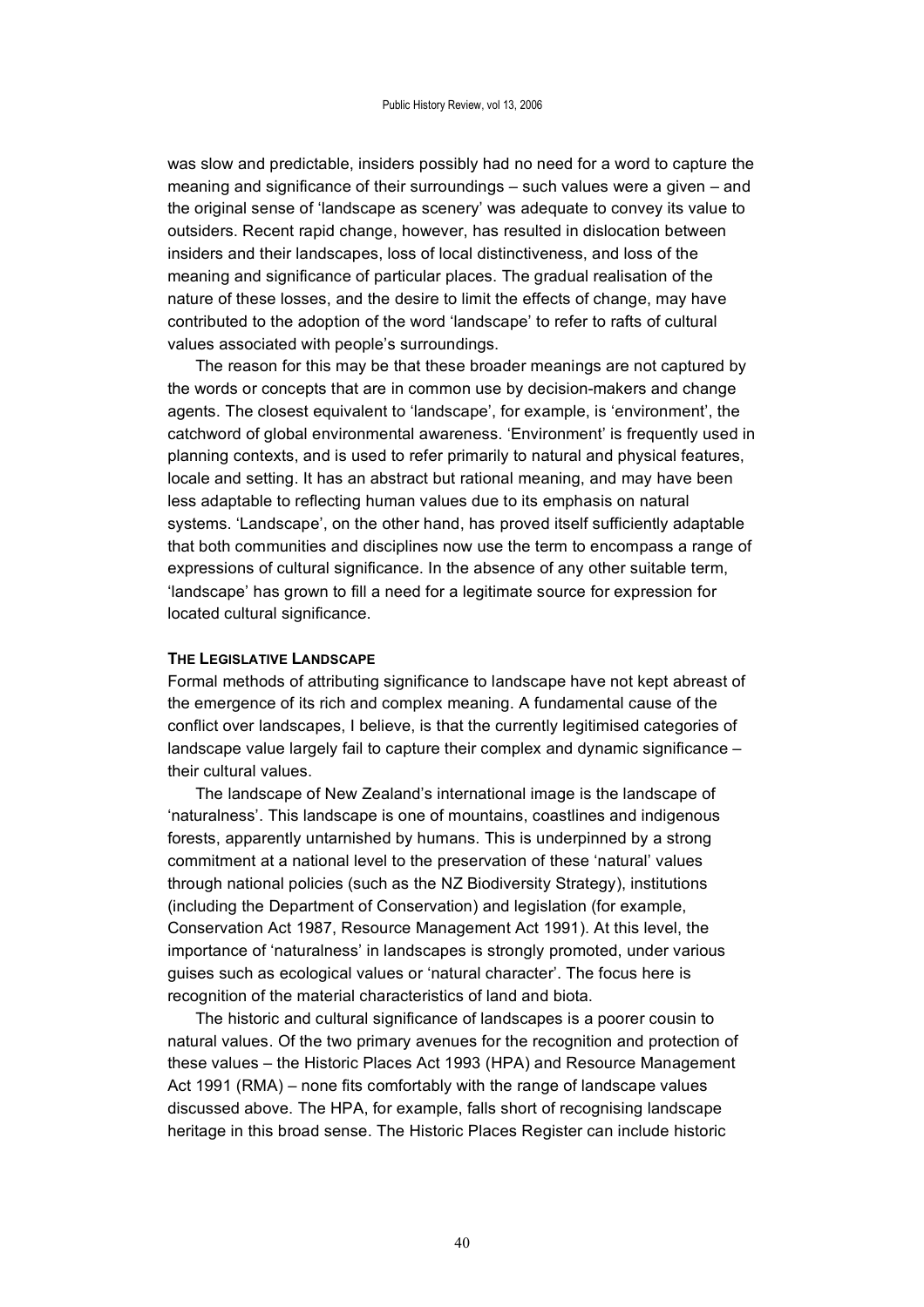was slow and predictable, insiders possibly had no need for a word to capture the meaning and significance of their surroundings – such values were a given – and the original sense of 'landscape as scenery' was adequate to convey its value to outsiders. Recent rapid change, however, has resulted in dislocation between insiders and their landscapes, loss of local distinctiveness, and loss of the meaning and significance of particular places. The gradual realisation of the nature of these losses, and the desire to limit the effects of change, may have contributed to the adoption of the word 'landscape' to refer to rafts of cultural values associated with people's surroundings.

The reason for this may be that these broader meanings are not captured by the words or concepts that are in common use by decision-makers and change agents. The closest equivalent to 'landscape', for example, is 'environment', the catchword of global environmental awareness. 'Environment' is frequently used in planning contexts, and is used to refer primarily to natural and physical features, locale and setting. It has an abstract but rational meaning, and may have been less adaptable to reflecting human values due to its emphasis on natural systems. 'Landscape', on the other hand, has proved itself sufficiently adaptable that both communities and disciplines now use the term to encompass a range of expressions of cultural significance. In the absence of any other suitable term, 'landscape' has grown to fill a need for a legitimate source for expression for located cultural significance.

## The Legislative Landscape

Formal methods of attributing significance to landscape have not kept abreast of the emergence of its rich and complex meaning. A fundamental cause of the conflict over landscapes, I believe, is that the currently legitimised categories of landscape value largely fail to capture their complex and dynamic significance – their cultural values.

The landscape of New Zealand's international image is the landscape of 'naturalness'. This landscape is one of mountains, coastlines and indigenous forests, apparently untarnished by humans. This is underpinned by a strong commitment at a national level to the preservation of these 'natural' values through national policies (such as the NZ Biodiversity Strategy), institutions (including the Department of Conservation) and legislation (for example, Conservation Act 1987, Resource Management Act 1991). At this level, the importance of 'naturalness' in landscapes is strongly promoted, under various guises such as ecological values or 'natural character'. The focus here is recognition of the material characteristics of land and biota.

The historic and cultural significance of landscapes is a poorer cousin to natural values. Of the two primary avenues for the recognition and protection of these values – the Historic Places Act 1993 (HPA) and Resource Management Act 1991 (RMA) – none fits comfortably with the range of landscape values discussed above. The HPA, for example, falls short of recognising landscape heritage in this broad sense. The Historic Places Register can include historic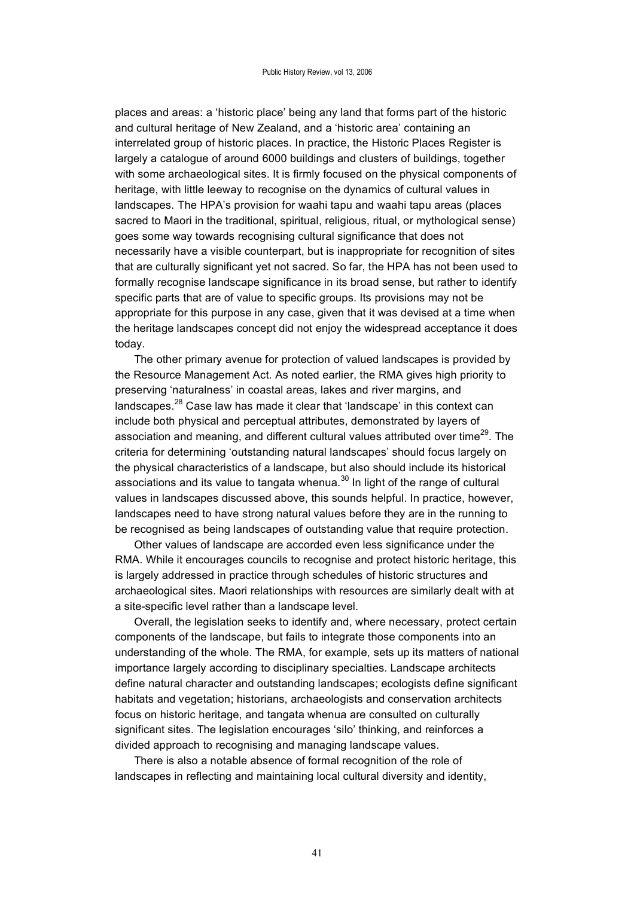places and areas: a 'historic place' being any land that forms part of the historic and cultural heritage of New Zealand, and a 'historic area' containing an interrelated group of historic places. In practice, the Historic Places Register is largely a catalogue of around 6000 buildings and clusters of buildings, together with some archaeological sites. It is firmly focused on the physical components of heritage, with little leeway to recognise on the dynamics of cultural values in landscapes. The HPA's provision for waahi tapu and waahi tapu areas (places sacred to Maori in the traditional, spiritual, religious, ritual, or mythological sense) goes some way towards recognising cultural significance that does not necessarily have a visible counterpart, but is inappropriate for recognition of sites that are culturally significant yet not sacred. So far, the HPA has not been used to formally recognise landscape significance in its broad sense, but rather to identify specific parts that are of value to specific groups. Its provisions may not be appropriate for this purpose in any case, given that it was devised at a time when the heritage landscapes concept did not enjoy the widespread acceptance it does today.

The other primary avenue for protection of valued landscapes is provided by the Resource Management Act. As noted earlier, the RMA gives high priority to preserving 'naturalness' in coastal areas, lakes and river margins, and landscapes.[28] Case law has made it clear that 'landscape' in this context can include both physical and perceptual attributes, demonstrated by layers of association and meaning, and different cultural values attributed over time[29]. The criteria for determining 'outstanding natural landscapes' should focus largely on the physical characteristics of a landscape, but also should include its historical associations and its value to tangata whenua.[30] In light of the range of cultural values in landscapes discussed above, this sounds helpful. In practice, however, landscapes need to have strong natural values before they are in the running to be recognised as being landscapes of outstanding value that require protection.

Other values of landscape are accorded even less significance under the RMA. While it encourages councils to recognise and protect historic heritage, this is largely addressed in practice through schedules of historic structures and archaeological sites. Maori relationships with resources are similarly dealt with at a site-specific level rather than a landscape level.

Overall, the legislation seeks to identify and, where necessary, protect certain components of the landscape, but fails to integrate those components into an understanding of the whole. The RMA, for example, sets up its matters of national importance largely according to disciplinary specialties. Landscape architects define natural character and outstanding landscapes; ecologists define significant habitats and vegetation; historians, archaeologists and conservation architects focus on historic heritage, and tangata whenua are consulted on culturally significant sites. The legislation encourages 'silo' thinking, and reinforces a divided approach to recognising and managing landscape values.

There is also a notable absence of formal recognition of the role of landscapes in reflecting and maintaining local cultural diversity and identity,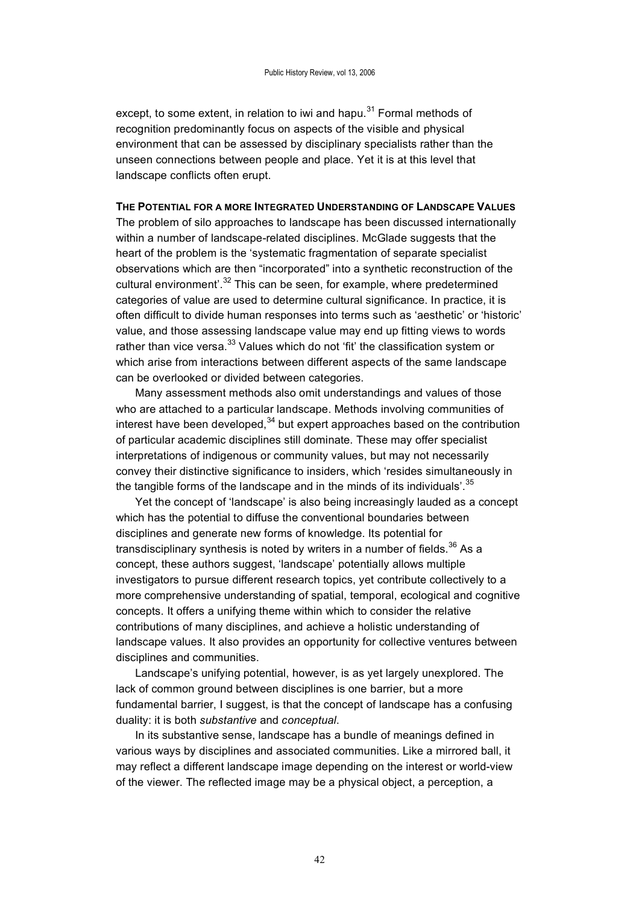except, to some extent, in relation to iwi and hapu.[31] Formal methods of recognition predominantly focus on aspects of the visible and physical environment that can be assessed by disciplinary specialists rather than the unseen connections between people and place. Yet it is at this level that landscape conflicts often erupt.

## The Potential for a more Integrated Understanding of Landscape Values

The problem of silo approaches to landscape has been discussed internationally within a number of landscape-related disciplines. McGlade suggests that the heart of the problem is the 'systematic fragmentation of separate specialist observations which are then "incorporated" into a synthetic reconstruction of the cultural environment'.[32] This can be seen, for example, where predetermined categories of value are used to determine cultural significance. In practice, it is often difficult to divide human responses into terms such as 'aesthetic' or 'historic' value, and those assessing landscape value may end up fitting views to words rather than vice versa.[33] Values which do not 'fit' the classification system or which arise from interactions between different aspects of the same landscape can be overlooked or divided between categories.

Many assessment methods also omit understandings and values of those who are attached to a particular landscape. Methods involving communities of interest have been developed,[34] but expert approaches based on the contribution of particular academic disciplines still dominate. These may offer specialist interpretations of indigenous or community values, but may not necessarily convey their distinctive significance to insiders, which 'resides simultaneously in the tangible forms of the landscape and in the minds of its individuals'.[35]

Yet the concept of 'landscape' is also being increasingly lauded as a concept which has the potential to diffuse the conventional boundaries between disciplines and generate new forms of knowledge. Its potential for transdisciplinary synthesis is noted by writers in a number of fields.[36] As a concept, these authors suggest, 'landscape' potentially allows multiple investigators to pursue different research topics, yet contribute collectively to a more comprehensive understanding of spatial, temporal, ecological and cognitive concepts. It offers a unifying theme within which to consider the relative contributions of many disciplines, and achieve a holistic understanding of landscape values. It also provides an opportunity for collective ventures between disciplines and communities.

Landscape's unifying potential, however, is as yet largely unexplored. The lack of common ground between disciplines is one barrier, but a more fundamental barrier, I suggest, is that the concept of landscape has a confusing duality: it is both *substantive* and *conceptual*.

In its substantive sense, landscape has a bundle of meanings defined in various ways by disciplines and associated communities. Like a mirrored ball, it may reflect a different landscape image depending on the interest or world-view of the viewer. The reflected image may be a physical object, a perception, a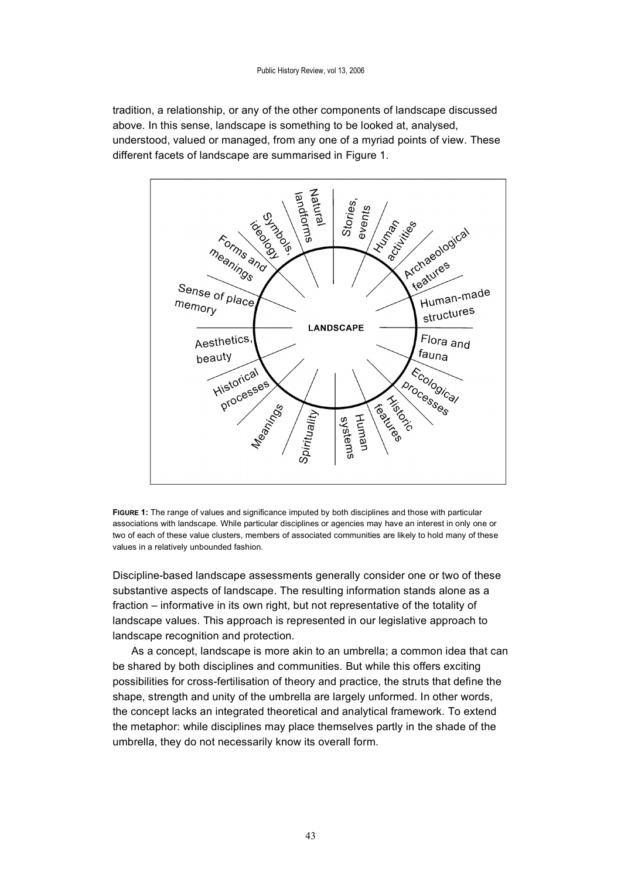tradition, a relationship, or any of the other components of landscape discussed above. In this sense, landscape is something to be looked at, analysed, understood, valued or managed, from any one of a myriad points of view. These different facets of landscape are summarised in Figure 1.

**FIGURE 1:** The range of values and significance imputed by both disciplines and those with particular associations with landscape. While particular disciplines or agencies may have an interest in only one or two of each of these value clusters, members of associated communities are likely to hold many of these values in a relatively unbounded fashion.

Discipline-based landscape assessments generally consider one or two of these substantive aspects of landscape. The resulting information stands alone as a fraction – informative in its own right, but not representative of the totality of landscape values. This approach is represented in our legislative approach to landscape recognition and protection.

As a concept, landscape is more akin to an umbrella; a common idea that can be shared by both disciplines and communities. But while this offers exciting possibilities for cross-fertilisation of theory and practice, the struts that define the shape, strength and unity of the umbrella are largely unformed. In other words, the concept lacks an integrated theoretical and analytical framework. To extend the metaphor: while disciplines may place themselves partly in the shade of the umbrella, they do not necessarily know its overall form.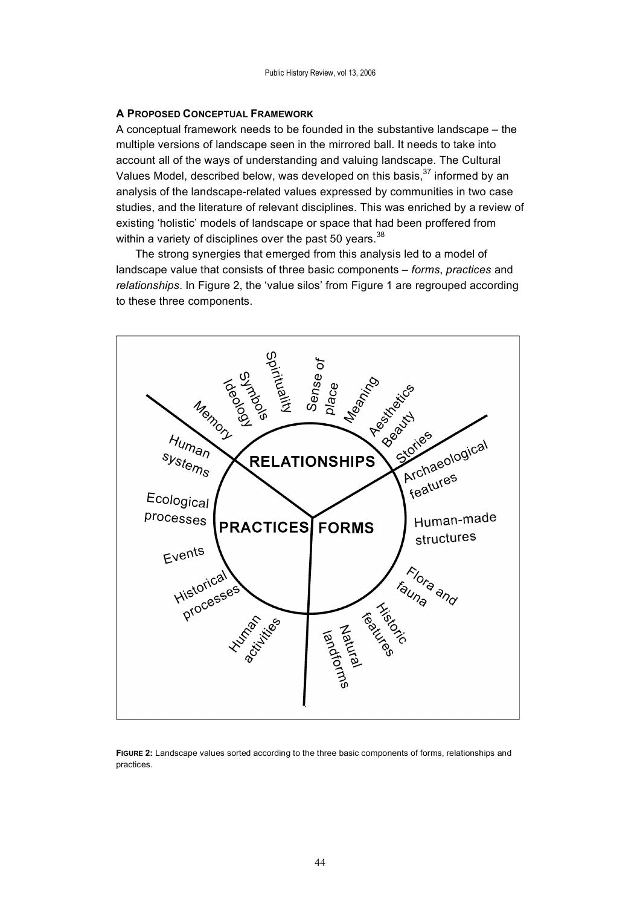### A Proposed Conceptual Framework

A conceptual framework needs to be founded in the substantive landscape – the multiple versions of landscape seen in the mirrored ball. It needs to take into account all of the ways of understanding and valuing landscape. The Cultural Values Model, described below, was developed on this basis,[37] informed by an analysis of the landscape-related values expressed by communities in two case studies, and the literature of relevant disciplines. This was enriched by a review of existing 'holistic' models of landscape or space that had been proffered from within a variety of disciplines over the past 50 years.[38]

The strong synergies that emerged from this analysis led to a model of landscape value that consists of three basic components – *forms*, *practices* and *relationships*. In Figure 2, the 'value silos' from Figure 1 are regrouped according to these three components.

RELATIONSHIPS: Memory, Ideology, Symbols, Spirituality, Sense of place, Meaning, Aesthetics, Beauty, Stories

PRACTICES: Human systems, Ecological processes, Events, Historical processes, Human activities

FORMS: Archaeological features, Human-made structures, Flora and fauna, Historic features, Natural landforms

**Figure 2:** Landscape values sorted according to the three basic components of forms, relationships and practices.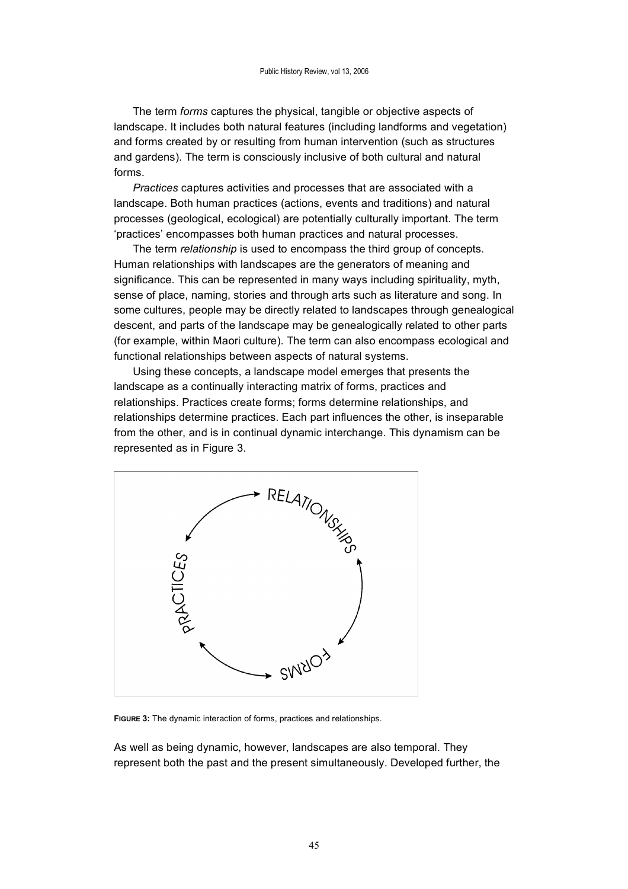The term *forms* captures the physical, tangible or objective aspects of landscape. It includes both natural features (including landforms and vegetation) and forms created by or resulting from human intervention (such as structures and gardens). The term is consciously inclusive of both cultural and natural forms.

*Practices* captures activities and processes that are associated with a landscape. Both human practices (actions, events and traditions) and natural processes (geological, ecological) are potentially culturally important. The term 'practices' encompasses both human practices and natural processes.

The term *relationship* is used to encompass the third group of concepts. Human relationships with landscapes are the generators of meaning and significance. This can be represented in many ways including spirituality, myth, sense of place, naming, stories and through arts such as literature and song. In some cultures, people may be directly related to landscapes through genealogical descent, and parts of the landscape may be genealogically related to other parts (for example, within Maori culture). The term can also encompass ecological and functional relationships between aspects of natural systems.

Using these concepts, a landscape model emerges that presents the landscape as a continually interacting matrix of forms, practices and relationships. Practices create forms; forms determine relationships, and relationships determine practices. Each part influences the other, is inseparable from the other, and is in continual dynamic interchange. This dynamism can be represented as in Figure 3.

**FIGURE 3:** The dynamic interaction of forms, practices and relationships.

As well as being dynamic, however, landscapes are also temporal. They represent both the past and the present simultaneously. Developed further, the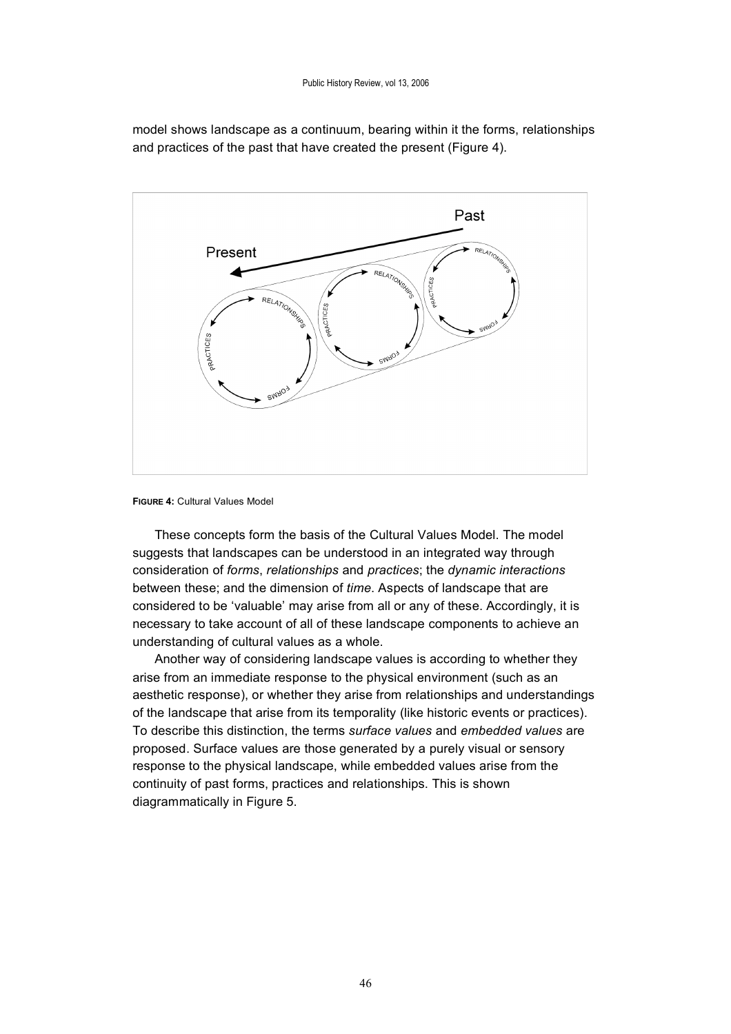model shows landscape as a continuum, bearing within it the forms, relationships and practices of the past that have created the present (Figure 4).

**FIGURE 4:** Cultural Values Model

These concepts form the basis of the Cultural Values Model. The model suggests that landscapes can be understood in an integrated way through consideration of *forms*, *relationships* and *practices*; the *dynamic interactions* between these; and the dimension of *time*. Aspects of landscape that are considered to be 'valuable' may arise from all or any of these. Accordingly, it is necessary to take account of all of these landscape components to achieve an understanding of cultural values as a whole.

Another way of considering landscape values is according to whether they arise from an immediate response to the physical environment (such as an aesthetic response), or whether they arise from relationships and understandings of the landscape that arise from its temporality (like historic events or practices). To describe this distinction, the terms *surface values* and *embedded values* are proposed. Surface values are those generated by a purely visual or sensory response to the physical landscape, while embedded values arise from the continuity of past forms, practices and relationships. This is shown diagrammatically in Figure 5.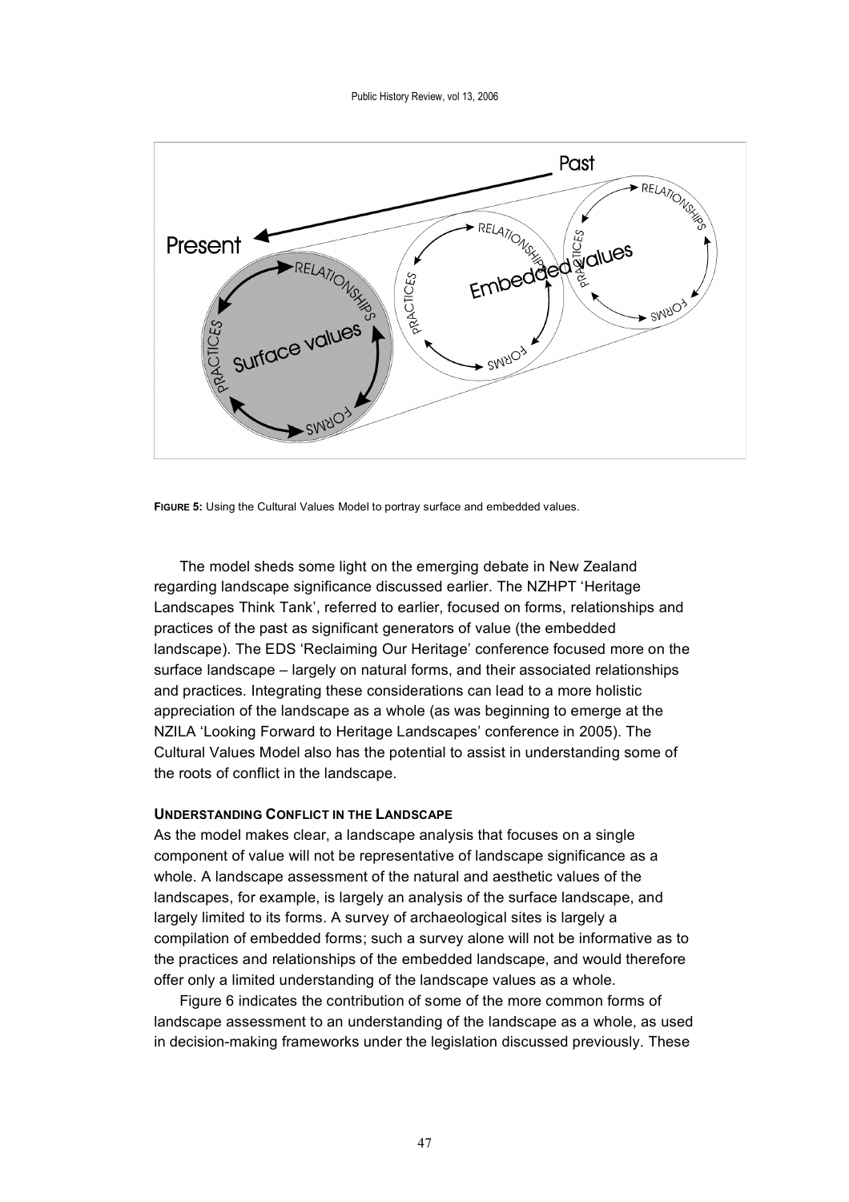**FIGURE 5:** Using the Cultural Values Model to portray surface and embedded values.

The model sheds some light on the emerging debate in New Zealand regarding landscape significance discussed earlier. The NZHPT 'Heritage Landscapes Think Tank', referred to earlier, focused on forms, relationships and practices of the past as significant generators of value (the embedded landscape). The EDS 'Reclaiming Our Heritage' conference focused more on the surface landscape – largely on natural forms, and their associated relationships and practices. Integrating these considerations can lead to a more holistic appreciation of the landscape as a whole (as was beginning to emerge at the NZILA 'Looking Forward to Heritage Landscapes' conference in 2005). The Cultural Values Model also has the potential to assist in understanding some of the roots of conflict in the landscape.

#### UNDERSTANDING CONFLICT IN THE LANDSCAPE

As the model makes clear, a landscape analysis that focuses on a single component of value will not be representative of landscape significance as a whole. A landscape assessment of the natural and aesthetic values of the landscapes, for example, is largely an analysis of the surface landscape, and largely limited to its forms. A survey of archaeological sites is largely a compilation of embedded forms; such a survey alone will not be informative as to the practices and relationships of the embedded landscape, and would therefore offer only a limited understanding of the landscape values as a whole.

Figure 6 indicates the contribution of some of the more common forms of landscape assessment to an understanding of the landscape as a whole, as used in decision-making frameworks under the legislation discussed previously. These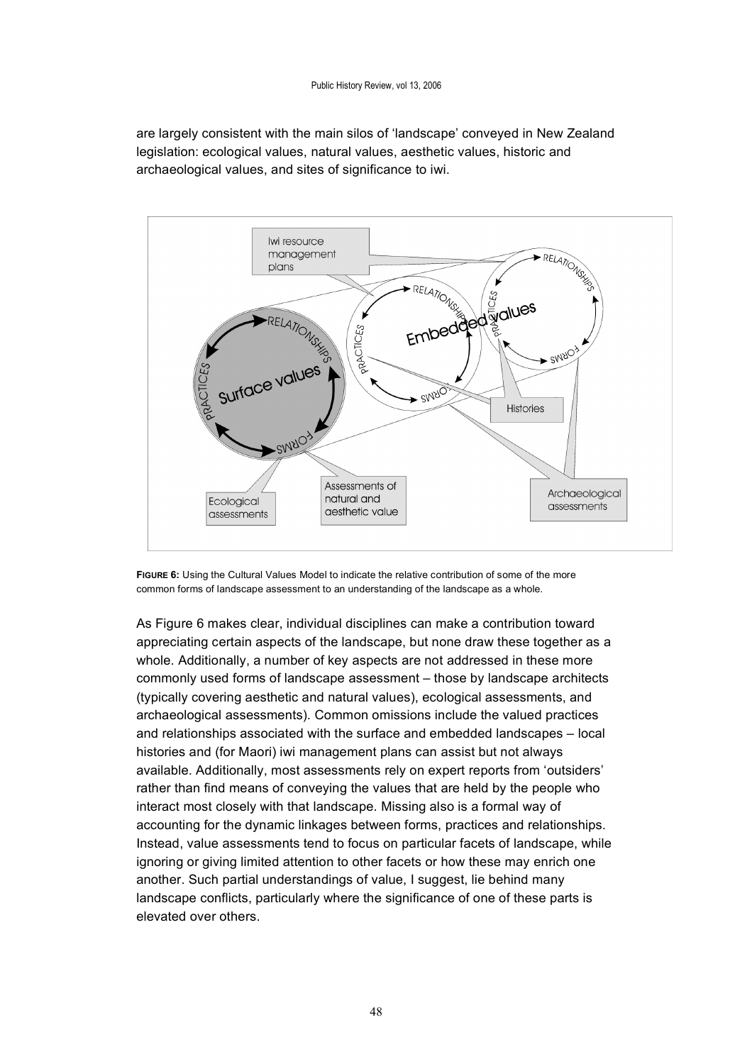are largely consistent with the main silos of 'landscape' conveyed in New Zealand legislation: ecological values, natural values, aesthetic values, historic and archaeological values, and sites of significance to iwi.

**FIGURE 6:** Using the Cultural Values Model to indicate the relative contribution of some of the more common forms of landscape assessment to an understanding of the landscape as a whole.

As Figure 6 makes clear, individual disciplines can make a contribution toward appreciating certain aspects of the landscape, but none draw these together as a whole. Additionally, a number of key aspects are not addressed in these more commonly used forms of landscape assessment – those by landscape architects (typically covering aesthetic and natural values), ecological assessments, and archaeological assessments). Common omissions include the valued practices and relationships associated with the surface and embedded landscapes – local histories and (for Maori) iwi management plans can assist but not always available. Additionally, most assessments rely on expert reports from 'outsiders' rather than find means of conveying the values that are held by the people who interact most closely with that landscape. Missing also is a formal way of accounting for the dynamic linkages between forms, practices and relationships. Instead, value assessments tend to focus on particular facets of landscape, while ignoring or giving limited attention to other facets or how these may enrich one another. Such partial understandings of value, I suggest, lie behind many landscape conflicts, particularly where the significance of one of these parts is elevated over others.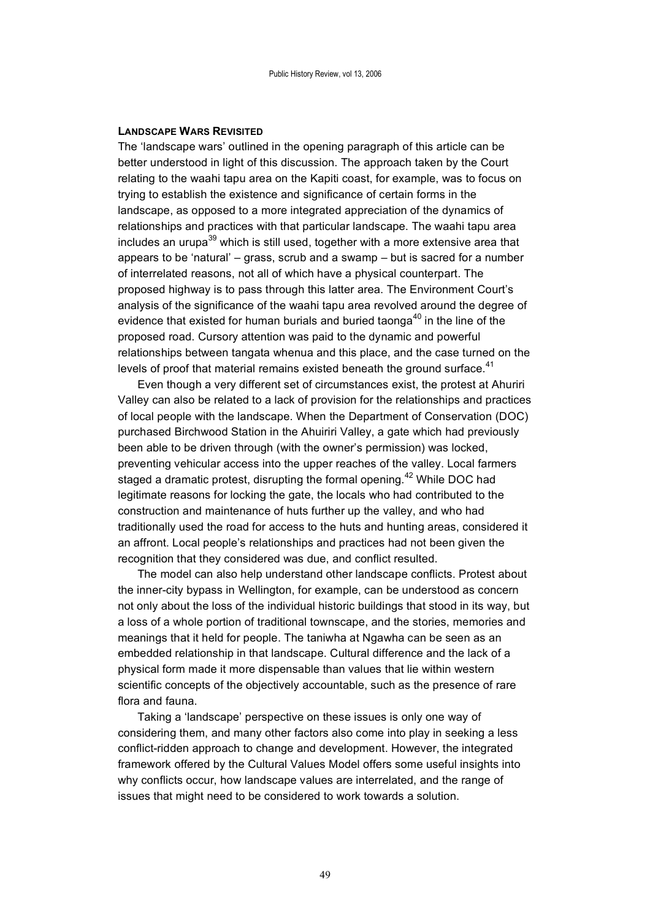### LANDSCAPE WARS REVISITED

The 'landscape wars' outlined in the opening paragraph of this article can be better understood in light of this discussion. The approach taken by the Court relating to the waahi tapu area on the Kapiti coast, for example, was to focus on trying to establish the existence and significance of certain forms in the landscape, as opposed to a more integrated appreciation of the dynamics of relationships and practices with that particular landscape. The waahi tapu area includes an urupa[39] which is still used, together with a more extensive area that appears to be 'natural' – grass, scrub and a swamp – but is sacred for a number of interrelated reasons, not all of which have a physical counterpart. The proposed highway is to pass through this latter area. The Environment Court's analysis of the significance of the waahi tapu area revolved around the degree of evidence that existed for human burials and buried taonga[40] in the line of the proposed road. Cursory attention was paid to the dynamic and powerful relationships between tangata whenua and this place, and the case turned on the levels of proof that material remains existed beneath the ground surface.[41]

Even though a very different set of circumstances exist, the protest at Ahuriri Valley can also be related to a lack of provision for the relationships and practices of local people with the landscape. When the Department of Conservation (DOC) purchased Birchwood Station in the Ahuiriri Valley, a gate which had previously been able to be driven through (with the owner's permission) was locked, preventing vehicular access into the upper reaches of the valley. Local farmers staged a dramatic protest, disrupting the formal opening.[42] While DOC had legitimate reasons for locking the gate, the locals who had contributed to the construction and maintenance of huts further up the valley, and who had traditionally used the road for access to the huts and hunting areas, considered it an affront. Local people's relationships and practices had not been given the recognition that they considered was due, and conflict resulted.

The model can also help understand other landscape conflicts. Protest about the inner-city bypass in Wellington, for example, can be understood as concern not only about the loss of the individual historic buildings that stood in its way, but a loss of a whole portion of traditional townscape, and the stories, memories and meanings that it held for people. The taniwha at Ngawha can be seen as an embedded relationship in that landscape. Cultural difference and the lack of a physical form made it more dispensable than values that lie within western scientific concepts of the objectively accountable, such as the presence of rare flora and fauna.

Taking a 'landscape' perspective on these issues is only one way of considering them, and many other factors also come into play in seeking a less conflict-ridden approach to change and development. However, the integrated framework offered by the Cultural Values Model offers some useful insights into why conflicts occur, how landscape values are interrelated, and the range of issues that might need to be considered to work towards a solution.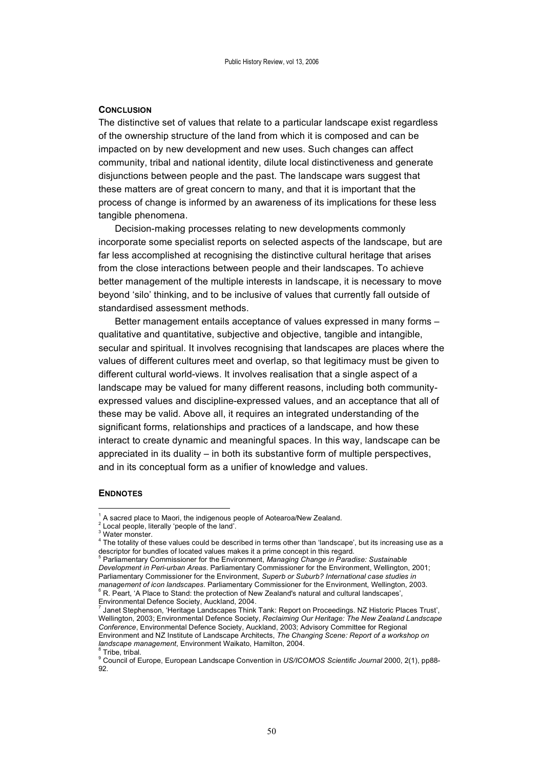## CONCLUSION

The distinctive set of values that relate to a particular landscape exist regardless of the ownership structure of the land from which it is composed and can be impacted on by new development and new uses. Such changes can affect community, tribal and national identity, dilute local distinctiveness and generate disjunctions between people and the past. The landscape wars suggest that these matters are of great concern to many, and that it is important that the process of change is informed by an awareness of its implications for these less tangible phenomena.

Decision-making processes relating to new developments commonly incorporate some specialist reports on selected aspects of the landscape, but are far less accomplished at recognising the distinctive cultural heritage that arises from the close interactions between people and their landscapes. To achieve better management of the multiple interests in landscape, it is necessary to move beyond 'silo' thinking, and to be inclusive of values that currently fall outside of standardised assessment methods.

Better management entails acceptance of values expressed in many forms – qualitative and quantitative, subjective and objective, tangible and intangible, secular and spiritual. It involves recognising that landscapes are places where the values of different cultures meet and overlap, so that legitimacy must be given to different cultural world-views. It involves realisation that a single aspect of a landscape may be valued for many different reasons, including both community-expressed values and discipline-expressed values, and an acceptance that all of these may be valid. Above all, it requires an integrated understanding of the significant forms, relationships and practices of a landscape, and how these interact to create dynamic and meaningful spaces. In this way, landscape can be appreciated in its duality – in both its substantive form of multiple perspectives, and in its conceptual form as a unifier of knowledge and values.

## ENDNOTES

[1] A sacred place to Maori, the indigenous people of Aotearoa/New Zealand.

[2] Local people, literally 'people of the land'.

[3] Water monster.

[4] The totality of these values could be described in terms other than 'landscape', but its increasing use as a descriptor for bundles of located values makes it a prime concept in this regard.

[5] Parliamentary Commissioner for the Environment, *Managing Change in Paradise: Sustainable Development in Peri-urban Areas*. Parliamentary Commissioner for the Environment, Wellington, 2001; Parliamentary Commissioner for the Environment, *Superb or Suburb? International case studies in management of icon landscapes*. Parliamentary Commissioner for the Environment, Wellington, 2003.

[6] R. Peart, 'A Place to Stand: the protection of New Zealand's natural and cultural landscapes', Environmental Defence Society, Auckland, 2004.

[7] Janet Stephenson, 'Heritage Landscapes Think Tank: Report on Proceedings. NZ Historic Places Trust', Wellington, 2003; Environmental Defence Society, *Reclaiming Our Heritage: The New Zealand Landscape Conference*, Environmental Defence Society, Auckland, 2003; Advisory Committee for Regional Environment and NZ Institute of Landscape Architects, *The Changing Scene: Report of a workshop on landscape management*, Environment Waikato, Hamilton, 2004.

[8] Tribe, tribal.

[9] Council of Europe, European Landscape Convention in *US/ICOMOS Scientific Journal* 2000, 2(1), pp88-92.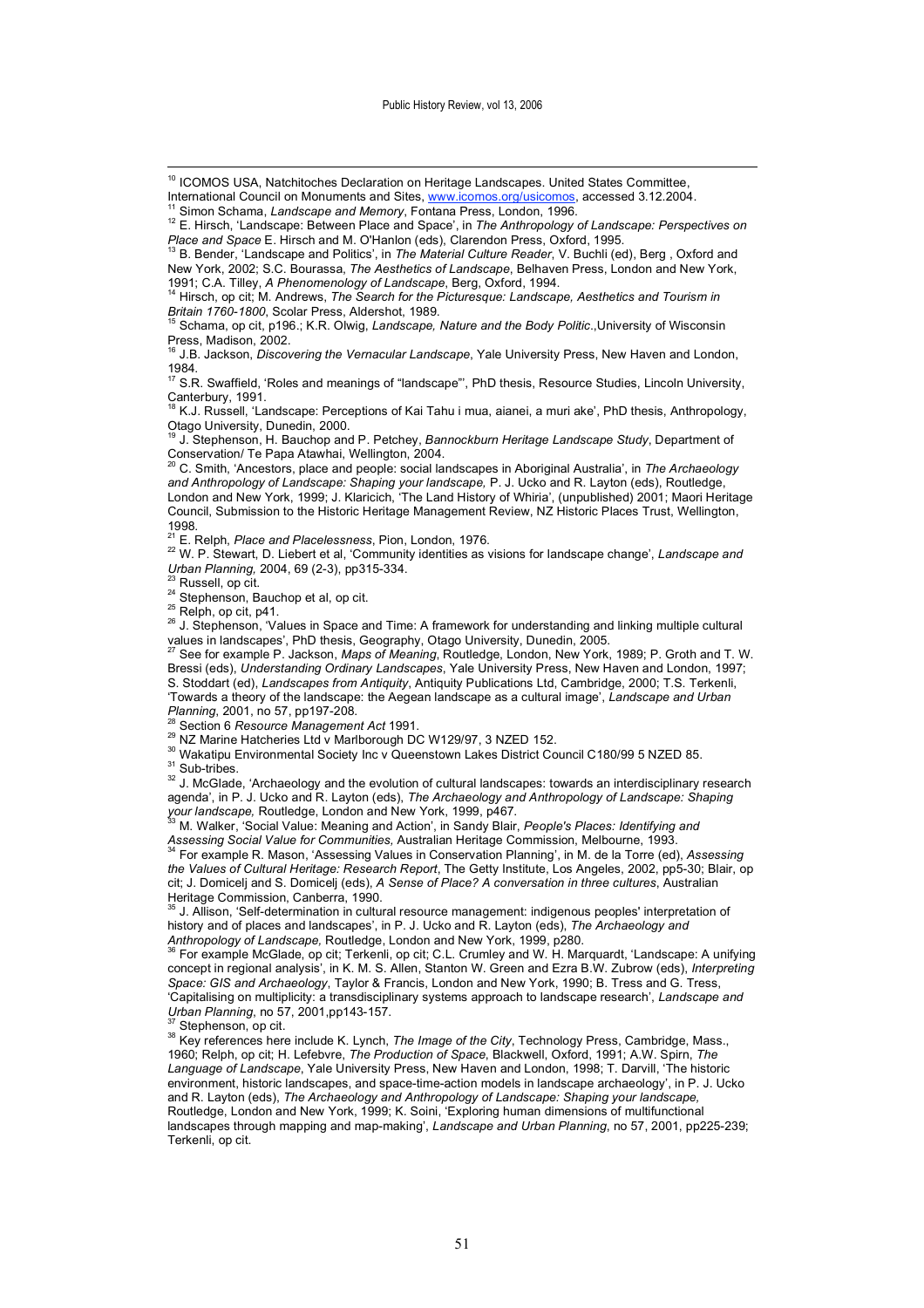[10] ICOMOS USA, Natchitoches Declaration on Heritage Landscapes. United States Committee, International Council on Monuments and Sites, www.icomos.org/usicomos, accessed 3.12.2004.

[11] Simon Schama, *Landscape and Memory*, Fontana Press, London, 1996.

[12] E. Hirsch, 'Landscape: Between Place and Space', in *The Anthropology of Landscape: Perspectives on Place and Space* E. Hirsch and M. O'Hanlon (eds), Clarendon Press, Oxford, 1995.

[13] B. Bender, 'Landscape and Politics', in *The Material Culture Reader*, V. Buchli (ed), Berg , Oxford and New York, 2002; S.C. Bourassa, *The Aesthetics of Landscape*, Belhaven Press, London and New York, 1991; C.A. Tilley, *A Phenomenology of Landscape*, Berg, Oxford, 1994.

[14] Hirsch, op cit; M. Andrews, *The Search for the Picturesque: Landscape, Aesthetics and Tourism in Britain 1760-1800*, Scolar Press, Aldershot, 1989.

[15] Schama, op cit, p196.; K.R. Olwig, *Landscape, Nature and the Body Politic*.,University of Wisconsin Press, Madison, 2002.

[16] J.B. Jackson, *Discovering the Vernacular Landscape*, Yale University Press, New Haven and London, 1984.

[17] S.R. Swaffield, 'Roles and meanings of "landscape"', PhD thesis, Resource Studies, Lincoln University, Canterbury, 1991.

[18] K.J. Russell, 'Landscape: Perceptions of Kai Tahu i mua, aianei, a muri ake', PhD thesis, Anthropology, Otago University, Dunedin, 2000.

[19] J. Stephenson, H. Bauchop and P. Petchey, *Bannockburn Heritage Landscape Study*, Department of Conservation/ Te Papa Atawhai, Wellington, 2004.

[20] C. Smith, 'Ancestors, place and people: social landscapes in Aboriginal Australia', in *The Archaeology and Anthropology of Landscape: Shaping your landscape,* P. J. Ucko and R. Layton (eds), Routledge, London and New York, 1999; J. Klaricich, 'The Land History of Whiria', (unpublished) 2001; Maori Heritage Council, Submission to the Historic Heritage Management Review, NZ Historic Places Trust, Wellington, 1998.

[21] E. Relph, *Place and Placelessness*, Pion, London, 1976.

[22] W. P. Stewart, D. Liebert et al, 'Community identities as visions for landscape change', *Landscape and Urban Planning,* 2004, 69 (2-3), pp315-334.

[23] Russell, op cit.

[24] Stephenson, Bauchop et al, op cit.

[25] Relph, op cit, p41.

[26] J. Stephenson, 'Values in Space and Time: A framework for understanding and linking multiple cultural values in landscapes', PhD thesis, Geography, Otago University, Dunedin, 2005.

[27] See for example P. Jackson, *Maps of Meaning*, Routledge, London, New York, 1989; P. Groth and T. W. Bressi (eds), *Understanding Ordinary Landscapes*, Yale University Press, New Haven and London, 1997; S. Stoddart (ed), *Landscapes from Antiquity*, Antiquity Publications Ltd, Cambridge, 2000; T.S. Terkenli, 'Towards a theory of the landscape: the Aegean landscape as a cultural image', *Landscape and Urban Planning*, 2001, no 57, pp197-208.

[28] Section 6 *Resource Management Act* 1991.

[29] NZ Marine Hatcheries Ltd v Marlborough DC W129/97, 3 NZED 152.

[30] Wakatipu Environmental Society Inc v Queenstown Lakes District Council C180/99 5 NZED 85.

[31] Sub-tribes.

[32] J. McGlade, 'Archaeology and the evolution of cultural landscapes: towards an interdisciplinary research agenda', in P. J. Ucko and R. Layton (eds), *The Archaeology and Anthropology of Landscape: Shaping your landscape,* Routledge, London and New York, 1999, p467.

[33] M. Walker, 'Social Value: Meaning and Action', in Sandy Blair, *People's Places: Identifying and Assessing Social Value for Communities,* Australian Heritage Commission, Melbourne, 1993.

[34] For example R. Mason, 'Assessing Values in Conservation Planning', in M. de la Torre (ed), *Assessing the Values of Cultural Heritage: Research Report*, The Getty Institute, Los Angeles, 2002, pp5-30; Blair, op cit; J. Domicelj and S. Domicelj (eds), *A Sense of Place? A conversation in three cultures*, Australian Heritage Commission, Canberra, 1990.

[35] J. Allison, 'Self-determination in cultural resource management: indigenous peoples' interpretation of history and of places and landscapes', in P. J. Ucko and R. Layton (eds), *The Archaeology and Anthropology of Landscape,* Routledge, London and New York, 1999, p280.

[36] For example McGlade, op cit; Terkenli, op cit; C.L. Crumley and W. H. Marquardt, 'Landscape: A unifying concept in regional analysis', in K. M. S. Allen, Stanton W. Green and Ezra B.W. Zubrow (eds), *Interpreting Space: GIS and Archaeology*, Taylor & Francis, London and New York, 1990; B. Tress and G. Tress, 'Capitalising on multiplicity: a transdisciplinary systems approach to landscape research', *Landscape and Urban Planning*, no 57, 2001,pp143-157.

[37] Stephenson, op cit.

[38] Key references here include K. Lynch, *The Image of the City*, Technology Press, Cambridge, Mass., 1960; Relph, op cit; H. Lefebvre, *The Production of Space*, Blackwell, Oxford, 1991; A.W. Spirn, *The Language of Landscape*, Yale University Press, New Haven and London, 1998; T. Darvill, 'The historic environment, historic landscapes, and space-time-action models in landscape archaeology', in P. J. Ucko and R. Layton (eds), *The Archaeology and Anthropology of Landscape: Shaping your landscape,* Routledge, London and New York, 1999; K. Soini, 'Exploring human dimensions of multifunctional landscapes through mapping and map-making', *Landscape and Urban Planning*, no 57, 2001, pp225-239; Terkenli, op cit.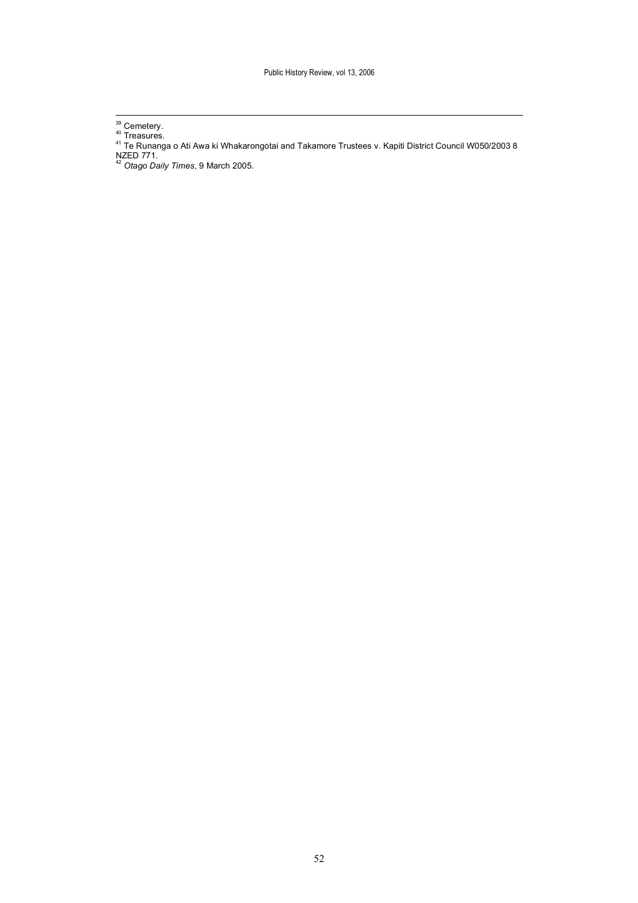[39] Cemetery.

[40] Treasures.

[41] Te Runanga o Ati Awa ki Whakarongotai and Takamore Trustees v. Kapiti District Council W050/2003 8 NZED 771.

[42] *Otago Daily Times*, 9 March 2005.